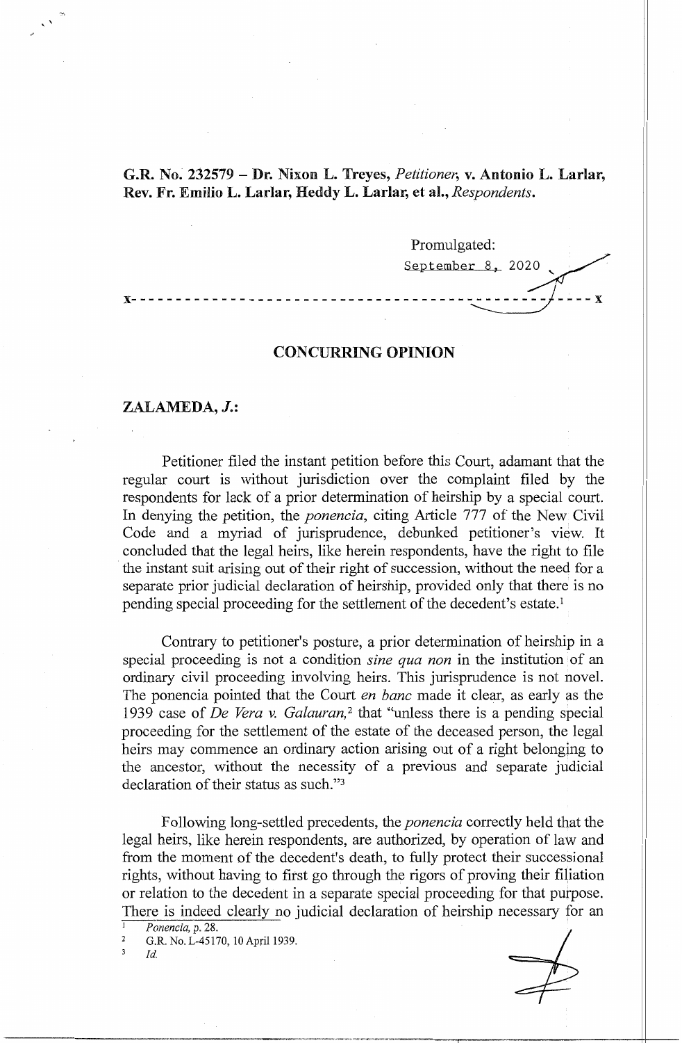**G.R. No. 232579 – Dr. Nixon L. Treyes,** *Petitioner*, **v. Antonio L. Larlar, Rev. Fr. Emilio L. Larlar, Heddy L. Larlar, et al.,** *Respondents*.

Promulgated:

September 8, 2020

x-----------------------------------------------------------------------x

## CONCURRING OPINION

**ZALAMEDA, *J.*:**

Petitioner filed the instant petition before this Court, adamant that the regular court is without jurisdiction over the complaint filed by the respondents for lack of a prior determination of heirship by a special court. In denying the petition, the *ponencia*, citing Article 777 of the New Civil Code and a myriad of jurisprudence, debunked petitioner's view. It concluded that the legal heirs, like herein respondents, have the right to file the instant suit arising out of their right of succession, without the need for a separate prior judicial declaration of heirship, provided only that there is no pending special proceeding for the settlement of the decedent's estate.[1]

Contrary to petitioner's posture, a prior determination of heirship in a special proceeding is not a condition *sine qua non* in the institution of an ordinary civil proceeding involving heirs. This jurisprudence is not novel. The ponencia pointed that the Court *en banc* made it clear, as early as the 1939 case of *De Vera v. Galauran*,[2] that "unless there is a pending special proceeding for the settlement of the estate of the deceased person, the legal heirs may commence an ordinary action arising out of a right belonging to the ancestor, without the necessity of a previous and separate judicial declaration of their status as such."[3]

Following long-settled precedents, the *ponencia* correctly held that the legal heirs, like herein respondents, are authorized, by operation of law and from the moment of the decedent's death, to fully protect their successional rights, without having to first go through the rigors of proving their filiation or relation to the decedent in a separate special proceeding for that purpose. There is indeed clearly no judicial declaration of heirship necessary for an

---

[1] *Ponencia*, p. 28.

[2] G.R. No. L-45170, 10 April 1939.

[3] *Id.*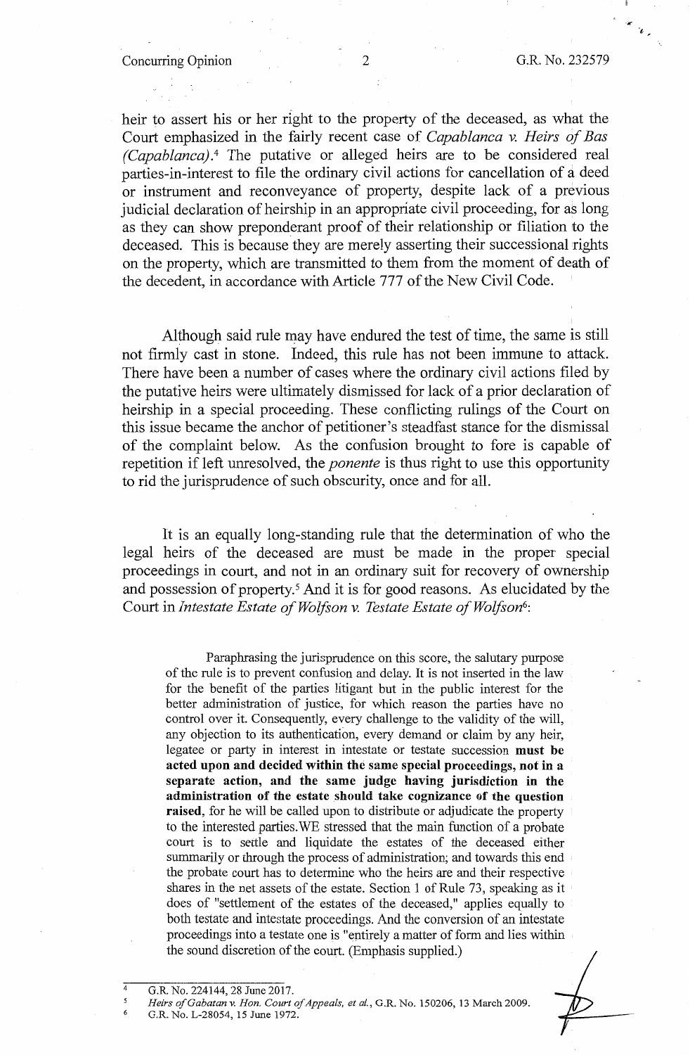heir to assert his or her right to the property of the deceased, as what the Court emphasized in the fairly recent case of *Capablanca v. Heirs of Bas (Capablanca)*.[4] The putative or alleged heirs are to be considered real parties-in-interest to file the ordinary civil actions for cancellation of a deed or instrument and reconveyance of property, despite lack of a previous judicial declaration of heirship in an appropriate civil proceeding, for as long as they can show preponderant proof of their relationship or filiation to the deceased. This is because they are merely asserting their successional rights on the property, which are transmitted to them from the moment of death of the decedent, in accordance with Article 777 of the New Civil Code.

Although said rule may have endured the test of time, the same is still not firmly cast in stone. Indeed, this rule has not been immune to attack. There have been a number of cases where the ordinary civil actions filed by the putative heirs were ultimately dismissed for lack of a prior declaration of heirship in a special proceeding. These conflicting rulings of the Court on this issue became the anchor of petitioner's steadfast stance for the dismissal of the complaint below. As the confusion brought to fore is capable of repetition if left unresolved, the *ponente* is thus right to use this opportunity to rid the jurisprudence of such obscurity, once and for all.

It is an equally long-standing rule that the determination of who the legal heirs of the deceased are must be made in the proper special proceedings in court, and not in an ordinary suit for recovery of ownership and possession of property.[5] And it is for good reasons. As elucidated by the Court in *Intestate Estate of Wolfson v. Testate Estate of Wolfson*[6]:

> Paraphrasing the jurisprudence on this score, the salutary purpose of the rule is to prevent confusion and delay. It is not inserted in the law for the benefit of the parties litigant but in the public interest for the better administration of justice, for which reason the parties have no control over it. Consequently, every challenge to the validity of the will, any objection to its authentication, every demand or claim by any heir, legatee or party in interest in intestate or testate succession **must be acted upon and decided within the same special proceedings, not in a separate action, and the same judge having jurisdiction in the administration of the estate should take cognizance of the question raised**, for he will be called upon to distribute or adjudicate the property to the interested parties.WE stressed that the main function of a probate court is to settle and liquidate the estates of the deceased either summarily or through the process of administration; and towards this end the probate court has to determine who the heirs are and their respective shares in the net assets of the estate. Section 1 of Rule 73, speaking as it does of "settlement of the estates of the deceased," applies equally to both testate and intestate proceedings. And the conversion of an intestate proceedings into a testate one is "entirely a matter of form and lies within the sound discretion of the court. (Emphasis supplied.)

---

[4] G.R. No. 224144, 28 June 2017.

[5] *Heirs of Gabatan v. Hon. Court of Appeals, et al.*, G.R. No. 150206, 13 March 2009.

[6] G.R. No. L-28054, 15 June 1972.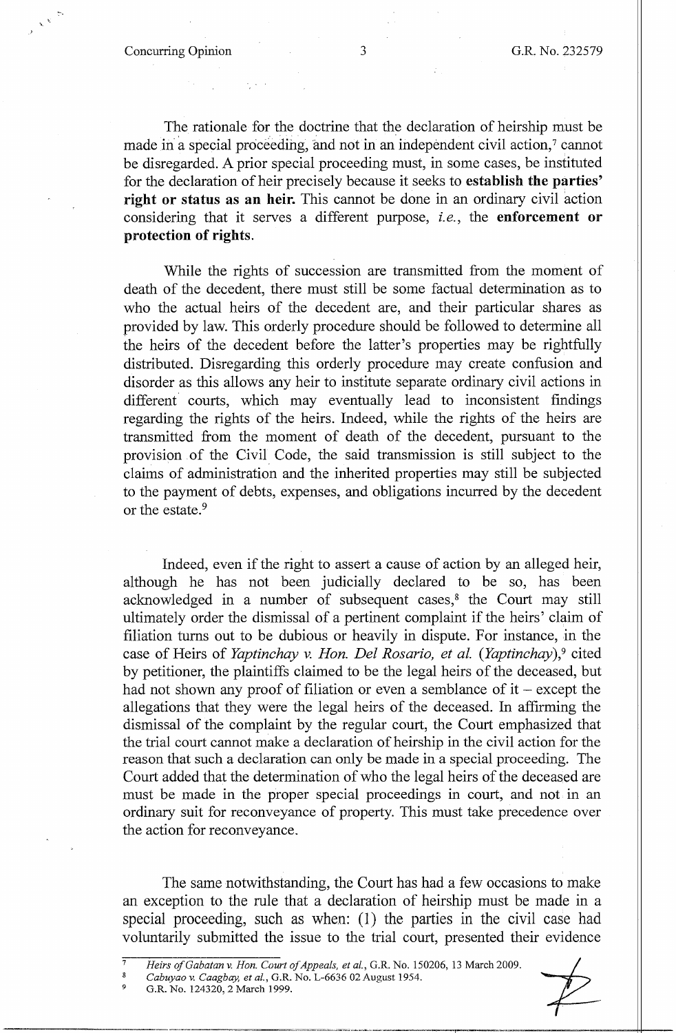The rationale for the doctrine that the declaration of heirship must be made in a special proceeding, and not in an independent civil action,[7] cannot be disregarded. A prior special proceeding must, in some cases, be instituted for the declaration of heir precisely because it seeks to **establish the parties' right or status as an heir.** This cannot be done in an ordinary civil action considering that it serves a different purpose, *i.e.*, the **enforcement or protection of rights**.

While the rights of succession are transmitted from the moment of death of the decedent, there must still be some factual determination as to who the actual heirs of the decedent are, and their particular shares as provided by law. This orderly procedure should be followed to determine all the heirs of the decedent before the latter's properties may be rightfully distributed. Disregarding this orderly procedure may create confusion and disorder as this allows any heir to institute separate ordinary civil actions in different courts, which may eventually lead to inconsistent findings regarding the rights of the heirs. Indeed, while the rights of the heirs are transmitted from the moment of death of the decedent, pursuant to the provision of the Civil Code, the said transmission is still subject to the claims of administration and the inherited properties may still be subjected to the payment of debts, expenses, and obligations incurred by the decedent or the estate.[9]

Indeed, even if the right to assert a cause of action by an alleged heir, although he has not been judicially declared to be so, has been acknowledged in a number of subsequent cases,[8] the Court may still ultimately order the dismissal of a pertinent complaint if the heirs' claim of filiation turns out to be dubious or heavily in dispute. For instance, in the case of Heirs of *Yaptinchay v. Hon. Del Rosario, et al.* (*Yaptinchay*),[9] cited by petitioner, the plaintiffs claimed to be the legal heirs of the deceased, but had not shown any proof of filiation or even a semblance of it – except the allegations that they were the legal heirs of the deceased. In affirming the dismissal of the complaint by the regular court, the Court emphasized that the trial court cannot make a declaration of heirship in the civil action for the reason that such a declaration can only be made in a special proceeding. The Court added that the determination of who the legal heirs of the deceased are must be made in the proper special proceedings in court, and not in an ordinary suit for reconveyance of property. This must take precedence over the action for reconveyance.

The same notwithstanding, the Court has had a few occasions to make an exception to the rule that a declaration of heirship must be made in a special proceeding, such as when: (1) the parties in the civil case had voluntarily submitted the issue to the trial court, presented their evidence

---

[7] *Heirs of Gabatan v. Hon. Court of Appeals, et al.*, G.R. No. 150206, 13 March 2009.

[8] *Cabuyao v. Caagbay, et al.*, G.R. No. L-6636 02 August 1954.

[9] G.R. No. 124320, 2 March 1999.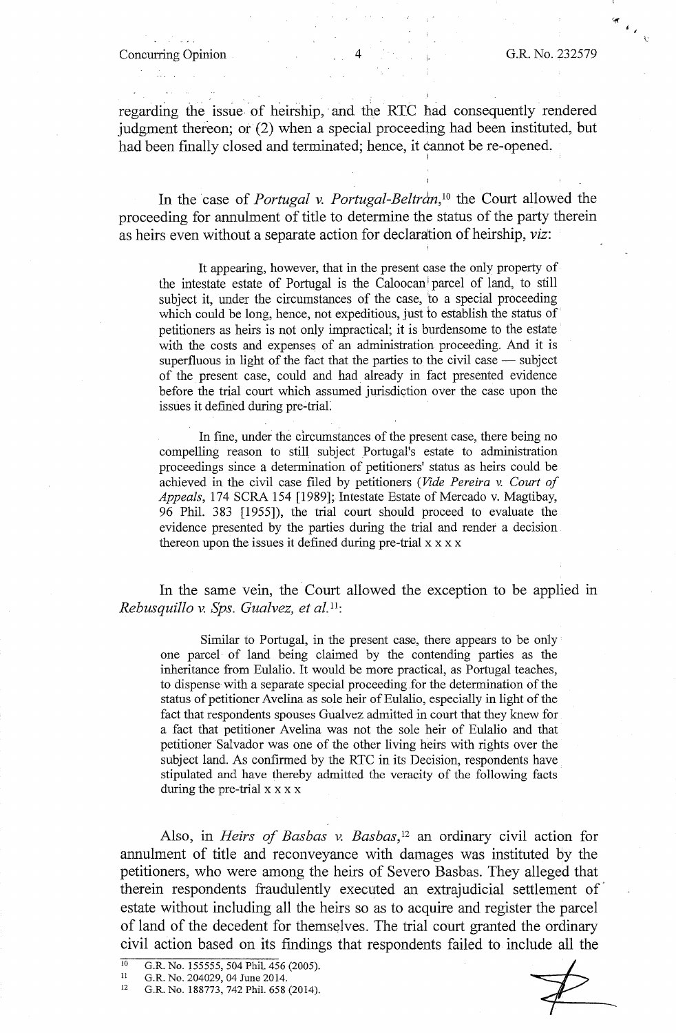regarding the issue of heirship, and the RTC had consequently rendered judgment thereon; or (2) when a special proceeding had been instituted, but had been finally closed and terminated; hence, it cannot be re-opened.

In the case of *Portugal v. Portugal-Beltrán*,[10] the Court allowed the proceeding for annulment of title to determine the status of the party therein as heirs even without a separate action for declaration of heirship, *viz*:

> It appearing, however, that in the present case the only property of the intestate estate of Portugal is the Caloocan parcel of land, to still subject it, under the circumstances of the case, to a special proceeding which could be long, hence, not expeditious, just to establish the status of petitioners as heirs is not only impractical; it is burdensome to the estate with the costs and expenses of an administration proceeding. And it is superfluous in light of the fact that the parties to the civil case — subject of the present case, could and had already in fact presented evidence before the trial court which assumed jurisdiction over the case upon the issues it defined during pre-trial.
>
> In fine, under the circumstances of the present case, there being no compelling reason to still subject Portugal's estate to administration proceedings since a determination of petitioners' status as heirs could be achieved in the civil case filed by petitioners (*Vide Pereira v. Court of Appeals*, 174 SCRA 154 [1989]; Intestate Estate of Mercado v. Magtibay, 96 Phil. 383 [1955]), the trial court should proceed to evaluate the evidence presented by the parties during the trial and render a decision thereon upon the issues it defined during pre-trial x x x x

In the same vein, the Court allowed the exception to be applied in *Rebusquillo v. Sps. Gualvez, et al.*[11]:

> Similar to Portugal, in the present case, there appears to be only one parcel of land being claimed by the contending parties as the inheritance from Eulalio. It would be more practical, as Portugal teaches, to dispense with a separate special proceeding for the determination of the status of petitioner Avelina as sole heir of Eulalio, especially in light of the fact that respondents spouses Gualvez admitted in court that they knew for a fact that petitioner Avelina was not the sole heir of Eulalio and that petitioner Salvador was one of the other living heirs with rights over the subject land. As confirmed by the RTC in its Decision, respondents have stipulated and have thereby admitted the veracity of the following facts during the pre-trial x x x x

Also, in *Heirs of Basbas v. Basbas*,[12] an ordinary civil action for annulment of title and reconveyance with damages was instituted by the petitioners, who were among the heirs of Severo Basbas. They alleged that therein respondents fraudulently executed an extrajudicial settlement of estate without including all the heirs so as to acquire and register the parcel of land of the decedent for themselves. The trial court granted the ordinary civil action based on its findings that respondents failed to include all the

---

[10] G.R. No. 155555, 504 Phil. 456 (2005).

[11] G.R. No. 204029, 04 June 2014.

[12] G.R. No. 188773, 742 Phil. 658 (2014).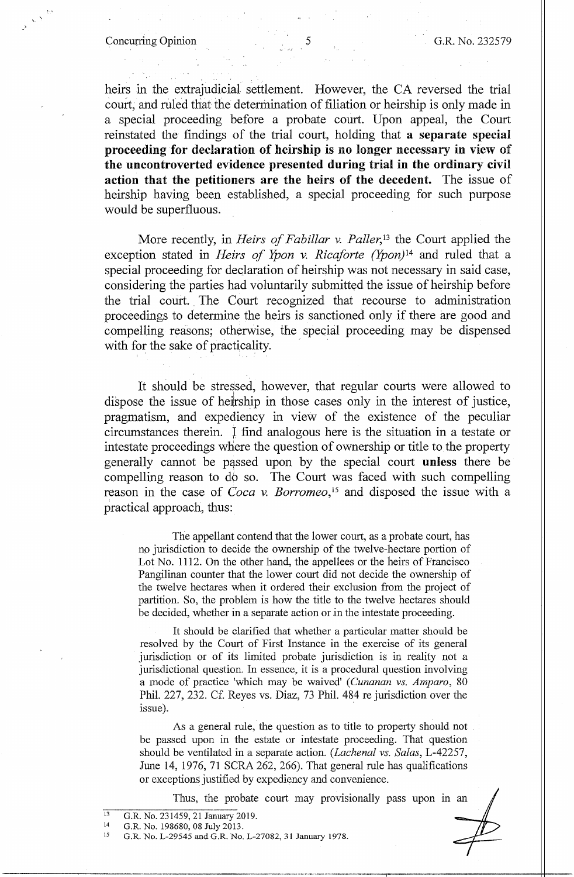heirs in the extrajudicial settlement. However, the CA reversed the trial court, and ruled that the determination of filiation or heirship is only made in a special proceeding before a probate court. Upon appeal, the Court reinstated the findings of the trial court, holding that **a separate special proceeding for declaration of heirship is no longer necessary in view of the uncontroverted evidence presented during trial in the ordinary civil action that the petitioners are the heirs of the decedent.** The issue of heirship having been established, a special proceeding for such purpose would be superfluous.

More recently, in *Heirs of Fabillar v. Paller,*[13] the Court applied the exception stated in *Heirs of Ypon v. Ricaforte (Ypon)*[14] and ruled that a special proceeding for declaration of heirship was not necessary in said case, considering the parties had voluntarily submitted the issue of heirship before the trial court. The Court recognized that recourse to administration proceedings to determine the heirs is sanctioned only if there are good and compelling reasons; otherwise, the special proceeding may be dispensed with for the sake of practicality.

It should be stressed, however, that regular courts were allowed to dispose the issue of heirship in those cases only in the interest of justice, pragmatism, and expediency in view of the existence of the peculiar circumstances therein. I find analogous here is the situation in a testate or intestate proceedings where the question of ownership or title to the property generally cannot be passed upon by the special court **unless** there be compelling reason to do so. The Court was faced with such compelling reason in the case of *Coca v. Borromeo,*[15] and disposed the issue with a practical approach, thus:

> The appellant contend that the lower court, as a probate court, has no jurisdiction to decide the ownership of the twelve-hectare portion of Lot No. 1112. On the other hand, the appellees or the heirs of Francisco Pangilinan counter that the lower court did not decide the ownership of the twelve hectares when it ordered their exclusion from the project of partition. So, the problem is how the title to the twelve hectares should be decided, whether in a separate action or in the intestate proceeding.
>
> It should be clarified that whether a particular matter should be resolved by the Court of First Instance in the exercise of its general jurisdiction or of its limited probate jurisdiction is in reality not a jurisdictional question. In essence, it is a procedural question involving a mode of practice 'which may be waived' (*Cunanan vs. Amparo*, 80 Phil. 227, 232. Cf. Reyes vs. Diaz, 73 Phil. 484 re jurisdiction over the issue).
>
> As a general rule, the question as to title to property should not be passed upon in the estate or intestate proceeding. That question should be ventilated in a separate action. (*Lachenal vs. Salas*, L-42257, June 14, 1976, 71 SCRA 262, 266). That general rule has qualifications or exceptions justified by expediency and convenience.
>
> Thus, the probate court may provisionally pass upon in an

---

[13] G.R. No. 231459, 21 January 2019.

[14] G.R. No. 198680, 08 July 2013.

[15] G.R. No. L-29545 and G.R. No. L-27082, 31 January 1978.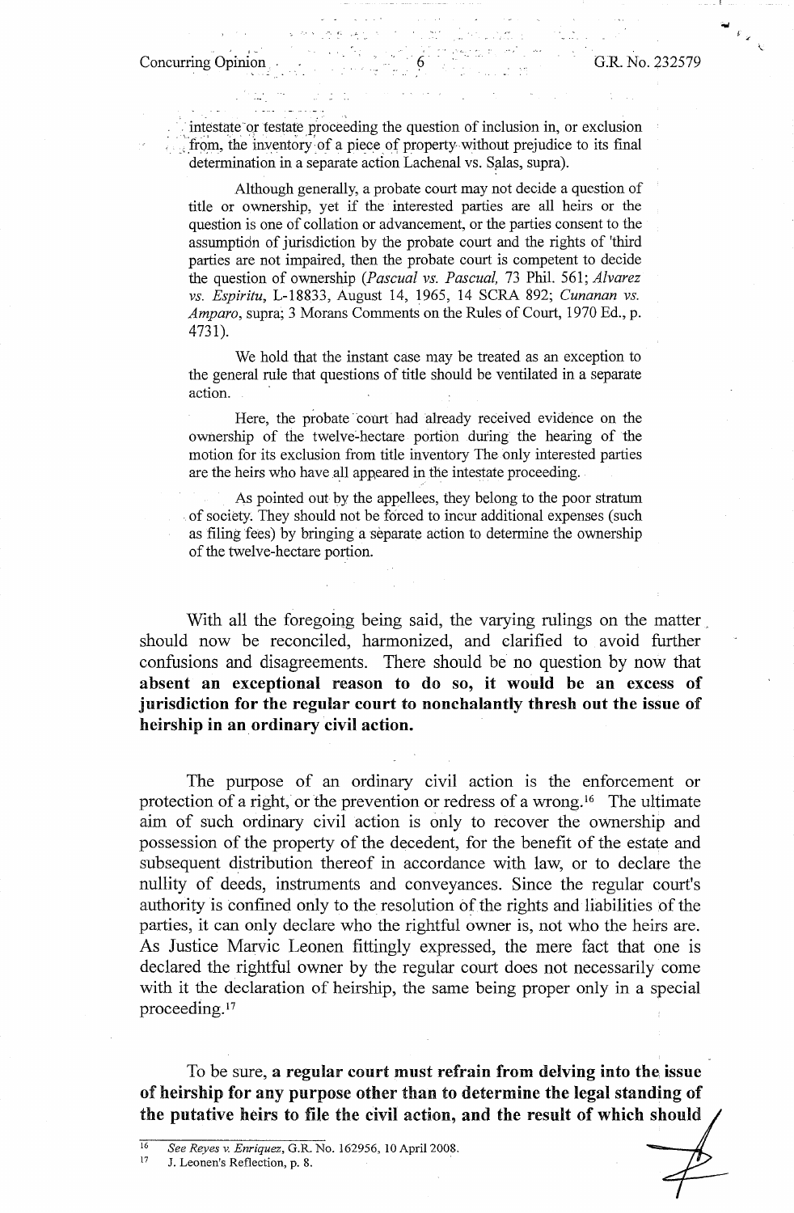intestate or testate proceeding the question of inclusion in, or exclusion from, the inventory of a piece of property without prejudice to its final determination in a separate action Lachenal vs. Salas, supra).

> Although generally, a probate court may not decide a question of title or ownership, yet if the interested parties are all heirs or the question is one of collation or advancement, or the parties consent to the assumption of jurisdiction by the probate court and the rights of 'third parties are not impaired, then the probate court is competent to decide the question of ownership (*Pascual vs. Pascual,* 73 Phil. 561; *Alvarez vs. Espiritu*, L-18833, August 14, 1965, 14 SCRA 892; *Cunanan vs. Amparo*, supra; 3 Morans Comments on the Rules of Court, 1970 Ed., p. 4731).
>
> We hold that the instant case may be treated as an exception to the general rule that questions of title should be ventilated in a separate action.
>
> Here, the probate court had already received evidence on the ownership of the twelve-hectare portion during the hearing of the motion for its exclusion from title inventory The only interested parties are the heirs who have all appeared in the intestate proceeding.
>
> As pointed out by the appellees, they belong to the poor stratum of society. They should not be forced to incur additional expenses (such as filing fees) by bringing a separate action to determine the ownership of the twelve-hectare portion.

With all the foregoing being said, the varying rulings on the matter should now be reconciled, harmonized, and clarified to avoid further confusions and disagreements. There should be no question by now that **absent an exceptional reason to do so, it would be an excess of jurisdiction for the regular court to nonchalantly thresh out the issue of heirship in an ordinary civil action.**

The purpose of an ordinary civil action is the enforcement or protection of a right, or the prevention or redress of a wrong.[16] The ultimate aim of such ordinary civil action is only to recover the ownership and possession of the property of the decedent, for the benefit of the estate and subsequent distribution thereof in accordance with law, or to declare the nullity of deeds, instruments and conveyances. Since the regular court's authority is confined only to the resolution of the rights and liabilities of the parties, it can only declare who the rightful owner is, not who the heirs are. As Justice Marvic Leonen fittingly expressed, the mere fact that one is declared the rightful owner by the regular court does not necessarily come with it the declaration of heirship, the same being proper only in a special proceeding.[17]

To be sure, **a regular court must refrain from delving into the issue of heirship for any purpose other than to determine the legal standing of the putative heirs to file the civil action, and the result of which should**

---

[16] *See Reyes v. Enriquez*, G.R. No. 162956, 10 April 2008.

[17] J. Leonen's Reflection, p. 8.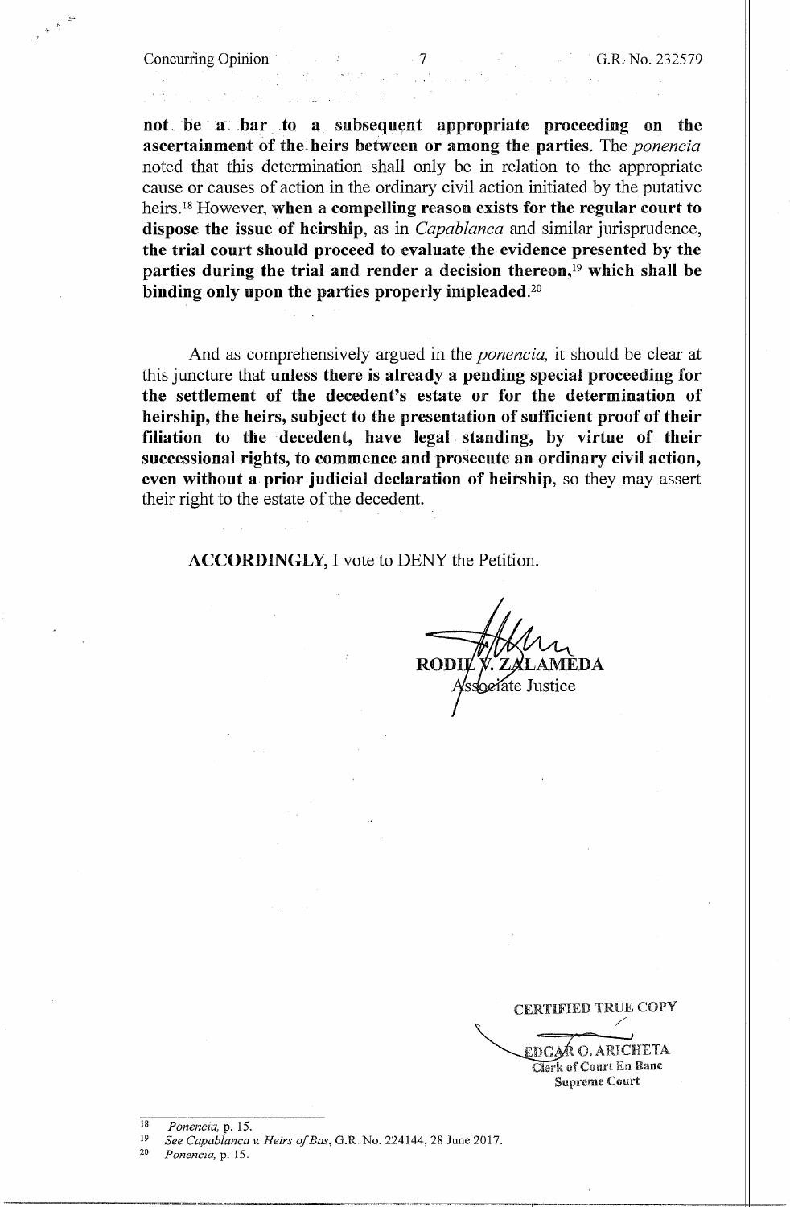**not be a bar to a subsequent appropriate proceeding on the ascertainment of the heirs between or among the parties.** The *ponencia* noted that this determination shall only be in relation to the appropriate cause or causes of action in the ordinary civil action initiated by the putative heirs.[18] However, **when a compelling reason exists for the regular court to dispose the issue of heirship**, as in *Capablanca* and similar jurisprudence, **the trial court should proceed to evaluate the evidence presented by the parties during the trial and render a decision thereon,[19] which shall be binding only upon the parties properly impleaded.[20]**

And as comprehensively argued in the *ponencia,* it should be clear at this juncture that **unless there is already a pending special proceeding for the settlement of the decedent's estate or for the determination of heirship, the heirs, subject to the presentation of sufficient proof of their filiation to the decedent, have legal standing, by virtue of their successional rights, to commence and prosecute an ordinary civil action, even without a prior judicial declaration of heirship,** so they may assert their right to the estate of the decedent.

**ACCORDINGLY,** I vote to DENY the Petition.

RODIL V. ZALAMEDA
Associate Justice

CERTIFIED TRUE COPY

EDGAR O. ARICHETA
Clerk of Court En Banc
Supreme Court

---

[18] *Ponencia,* p. 15.

[19] *See Capablanca v. Heirs of Bas,* G.R. No. 224144, 28 June 2017.

[20] *Ponencia,* p. 15.